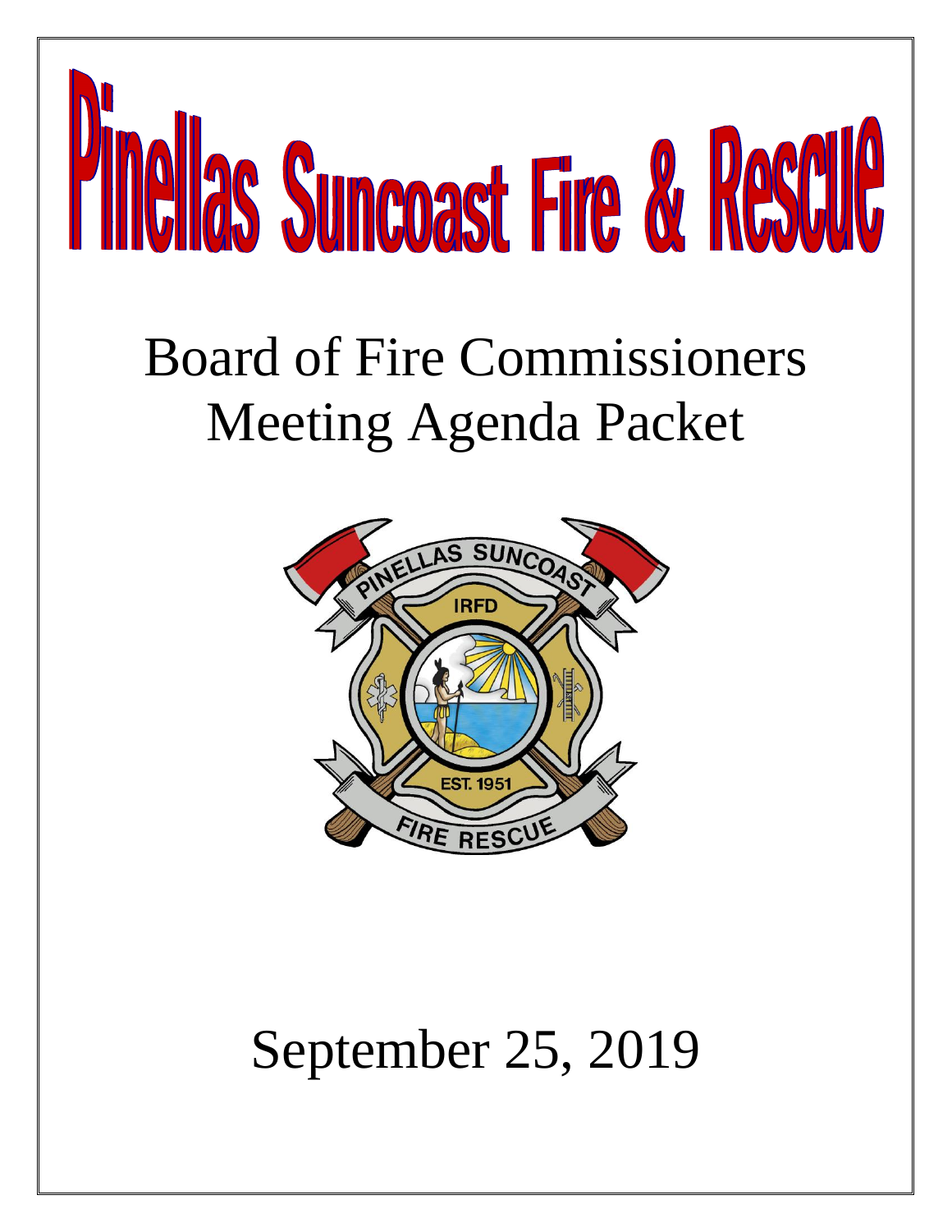# Pinellas Suncoast Fire & Rescue

## Board of Fire Commissioners Meeting Agenda Packet

September 25, 2019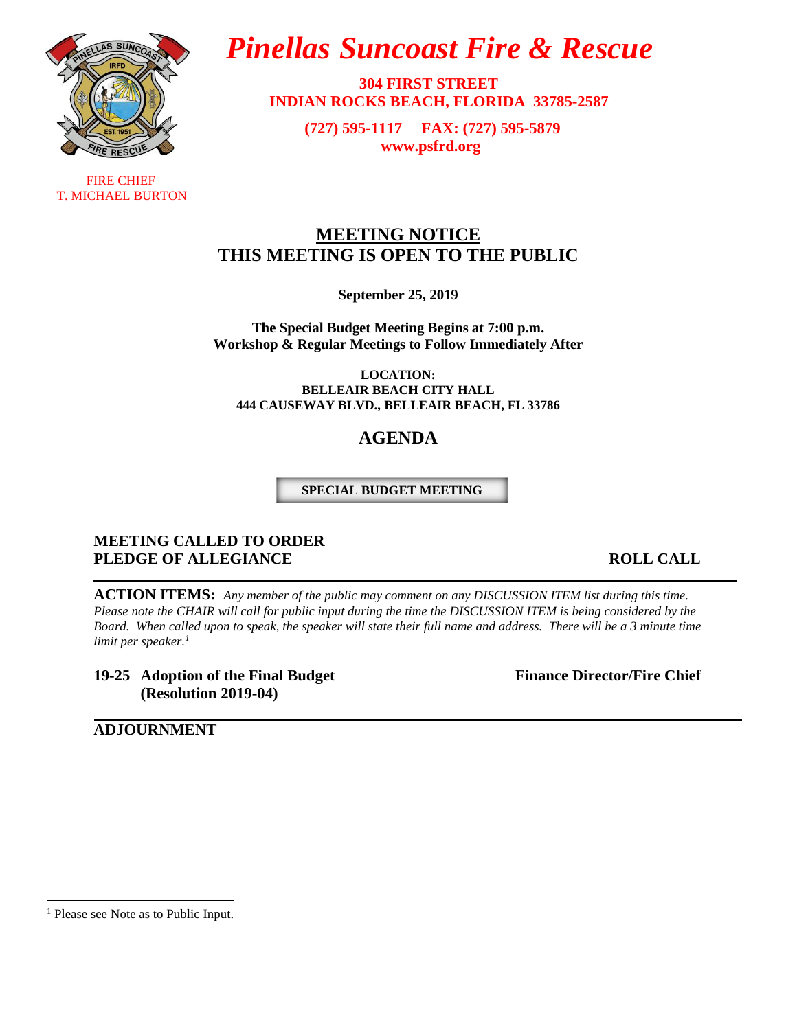# *Pinellas Suncoast Fire & Rescue*

**304 FIRST STREET**
**INDIAN ROCKS BEACH, FLORIDA 33785-2587**

**(727) 595-1117 FAX: (727) 595-5879**
**www.psfrd.org**

FIRE CHIEF
T. MICHAEL BURTON

## MEETING NOTICE
## THIS MEETING IS OPEN TO THE PUBLIC

**September 25, 2019**

**The Special Budget Meeting Begins at 7:00 p.m.**
**Workshop & Regular Meetings to Follow Immediately After**

**LOCATION:**
**BELLEAIR BEACH CITY HALL**
**444 CAUSEWAY BLVD., BELLEAIR BEACH, FL 33786**

## AGENDA

**SPECIAL BUDGET MEETING**

**MEETING CALLED TO ORDER**
**PLEDGE OF ALLEGIANCE** **ROLL CALL**

---

**ACTION ITEMS:** *Any member of the public may comment on any DISCUSSION ITEM list during this time. Please note the CHAIR will call for public input during the time the DISCUSSION ITEM is being considered by the Board. When called upon to speak, the speaker will state their full name and address. There will be a 3 minute time limit per speaker.*[1]

**19-25 Adoption of the Final Budget (Resolution 2019-04)** **Finance Director/Fire Chief**

---

**ADJOURNMENT**

[1] Please see Note as to Public Input.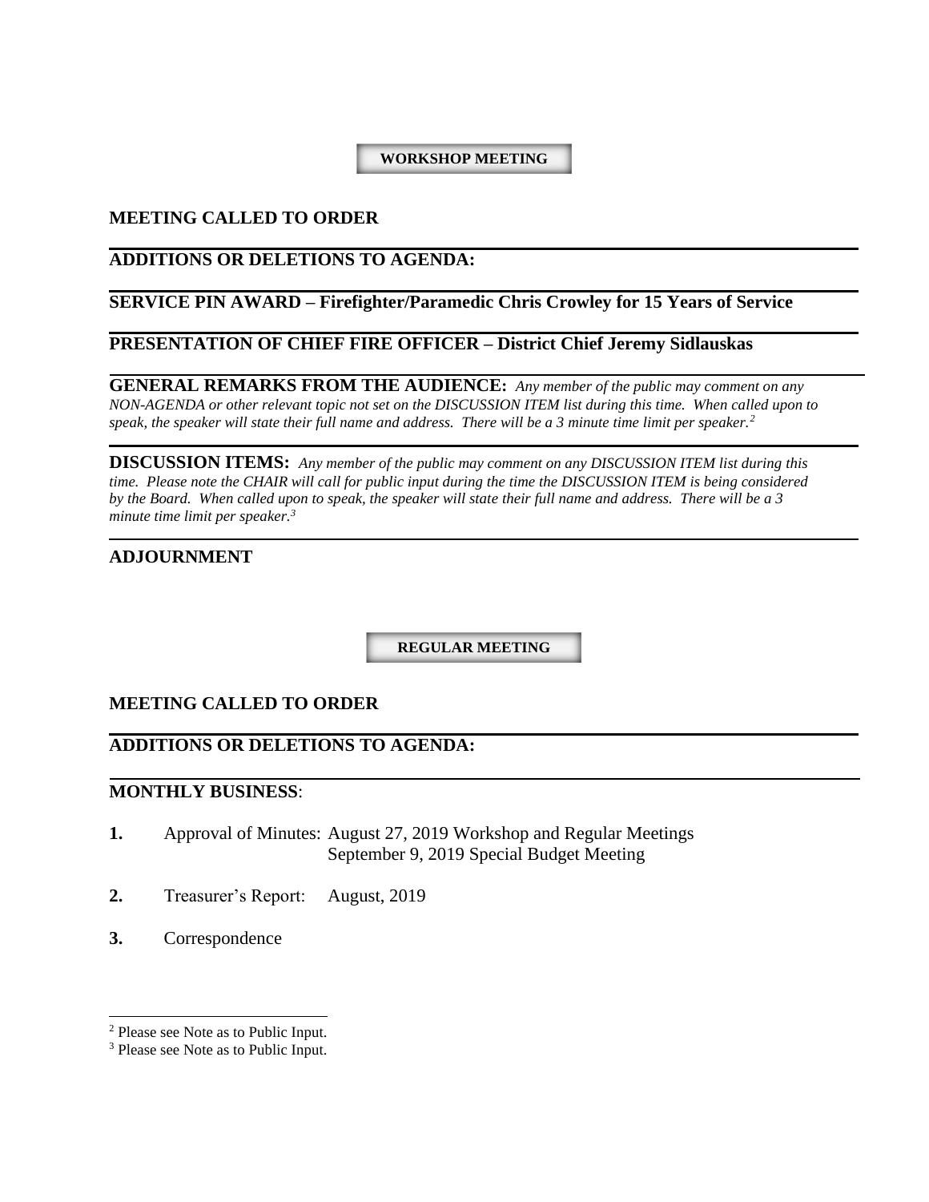## WORKSHOP MEETING

**MEETING CALLED TO ORDER**

---

**ADDITIONS OR DELETIONS TO AGENDA:**

---

**SERVICE PIN AWARD – Firefighter/Paramedic Chris Crowley for 15 Years of Service**

---

**PRESENTATION OF CHIEF FIRE OFFICER – District Chief Jeremy Sidlauskas**

---

**GENERAL REMARKS FROM THE AUDIENCE:** *Any member of the public may comment on any NON-AGENDA or other relevant topic not set on the DISCUSSION ITEM list during this time. When called upon to speak, the speaker will state their full name and address. There will be a 3 minute time limit per speaker.*[2]

---

**DISCUSSION ITEMS:** *Any member of the public may comment on any DISCUSSION ITEM list during this time. Please note the CHAIR will call for public input during the time the DISCUSSION ITEM is being considered by the Board. When called upon to speak, the speaker will state their full name and address. There will be a 3 minute time limit per speaker.*[3]

---

**ADJOURNMENT**

## REGULAR MEETING

**MEETING CALLED TO ORDER**

---

**ADDITIONS OR DELETIONS TO AGENDA:**

---

**MONTHLY BUSINESS**:

**1.** Approval of Minutes: August 27, 2019 Workshop and Regular Meetings
September 9, 2019 Special Budget Meeting

**2.** Treasurer's Report: August, 2019

**3.** Correspondence

---

[2] Please see Note as to Public Input.
[3] Please see Note as to Public Input.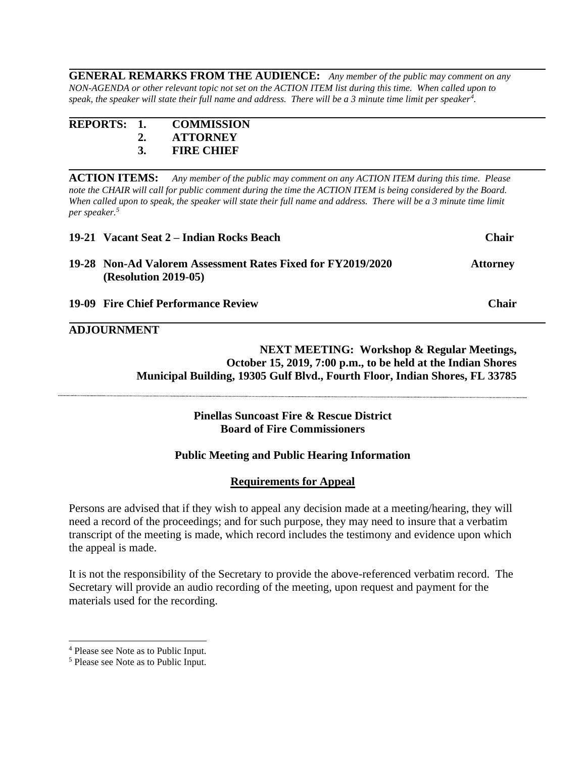**GENERAL REMARKS FROM THE AUDIENCE:** *Any member of the public may comment on any NON-AGENDA or other relevant topic not set on the ACTION ITEM list during this time. When called upon to speak, the speaker will state their full name and address. There will be a 3 minute time limit per speaker[4].*

**REPORTS:**
1. **COMMISSION**
2. **ATTORNEY**
3. **FIRE CHIEF**

**ACTION ITEMS:** *Any member of the public may comment on any ACTION ITEM during this time. Please note the CHAIR will call for public comment during the time the ACTION ITEM is being considered by the Board. When called upon to speak, the speaker will state their full name and address. There will be a 3 minute time limit per speaker.[5]*

**19-21 Vacant Seat 2 – Indian Rocks Beach** — **Chair**

**19-28 Non-Ad Valorem Assessment Rates Fixed for FY2019/2020 (Resolution 2019-05)** — **Attorney**

**19-09 Fire Chief Performance Review** — **Chair**

**ADJOURNMENT**

**NEXT MEETING: Workshop & Regular Meetings, October 15, 2019, 7:00 p.m., to be held at the Indian Shores Municipal Building, 19305 Gulf Blvd., Fourth Floor, Indian Shores, FL 33785**

---

**Pinellas Suncoast Fire & Rescue District**
**Board of Fire Commissioners**

**Public Meeting and Public Hearing Information**

**Requirements for Appeal**

Persons are advised that if they wish to appeal any decision made at a meeting/hearing, they will need a record of the proceedings; and for such purpose, they may need to insure that a verbatim transcript of the meeting is made, which record includes the testimony and evidence upon which the appeal is made.

It is not the responsibility of the Secretary to provide the above-referenced verbatim record. The Secretary will provide an audio recording of the meeting, upon request and payment for the materials used for the recording.

---

[4] Please see Note as to Public Input.

[5] Please see Note as to Public Input.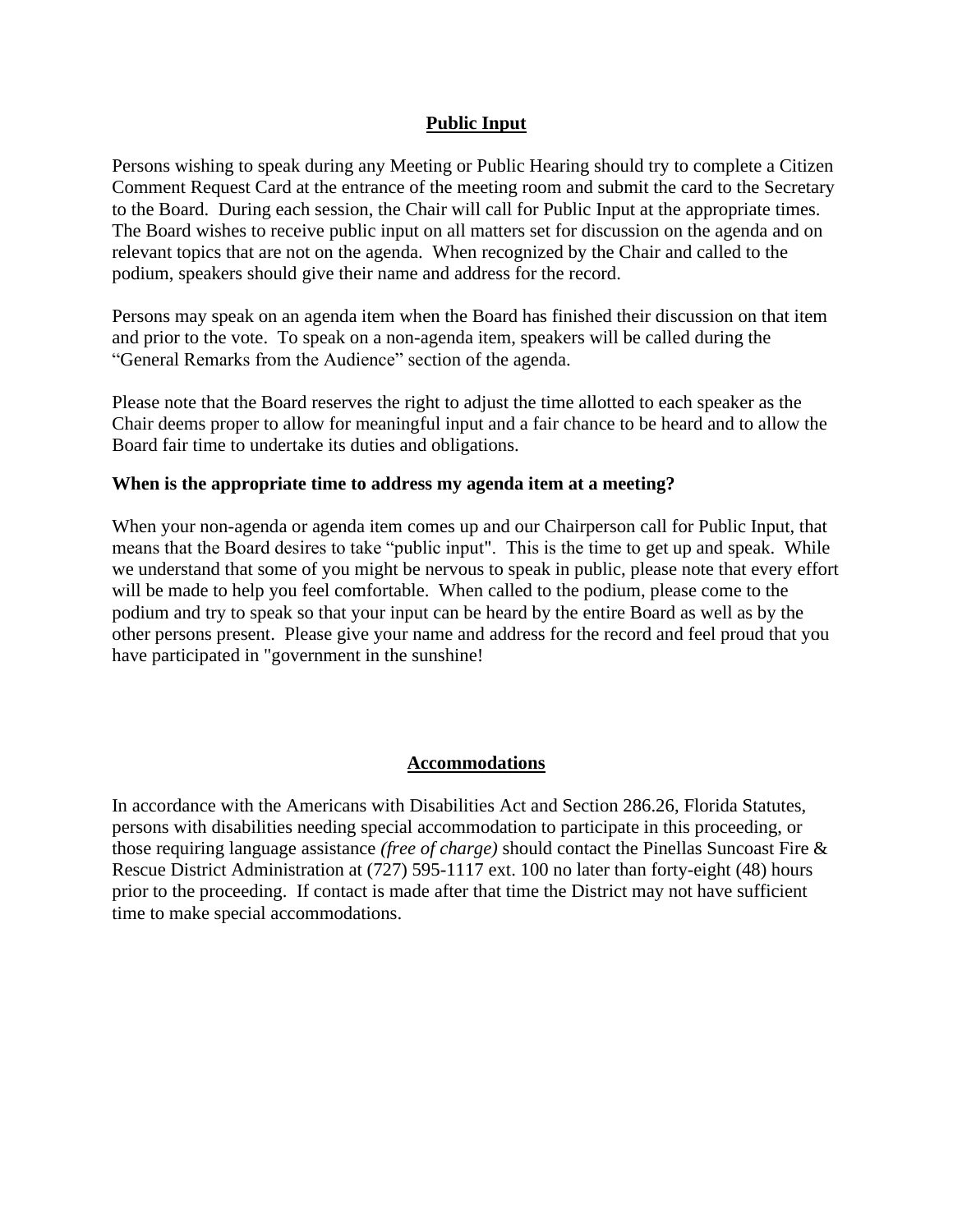## Public Input

Persons wishing to speak during any Meeting or Public Hearing should try to complete a Citizen Comment Request Card at the entrance of the meeting room and submit the card to the Secretary to the Board. During each session, the Chair will call for Public Input at the appropriate times. The Board wishes to receive public input on all matters set for discussion on the agenda and on relevant topics that are not on the agenda. When recognized by the Chair and called to the podium, speakers should give their name and address for the record.

Persons may speak on an agenda item when the Board has finished their discussion on that item and prior to the vote. To speak on a non-agenda item, speakers will be called during the "General Remarks from the Audience" section of the agenda.

Please note that the Board reserves the right to adjust the time allotted to each speaker as the Chair deems proper to allow for meaningful input and a fair chance to be heard and to allow the Board fair time to undertake its duties and obligations.

**When is the appropriate time to address my agenda item at a meeting?**

When your non-agenda or agenda item comes up and our Chairperson call for Public Input, that means that the Board desires to take "public input". This is the time to get up and speak. While we understand that some of you might be nervous to speak in public, please note that every effort will be made to help you feel comfortable. When called to the podium, please come to the podium and try to speak so that your input can be heard by the entire Board as well as by the other persons present. Please give your name and address for the record and feel proud that you have participated in "government in the sunshine!

## Accommodations

In accordance with the Americans with Disabilities Act and Section 286.26, Florida Statutes, persons with disabilities needing special accommodation to participate in this proceeding, or those requiring language assistance *(free of charge)* should contact the Pinellas Suncoast Fire & Rescue District Administration at (727) 595-1117 ext. 100 no later than forty-eight (48) hours prior to the proceeding. If contact is made after that time the District may not have sufficient time to make special accommodations.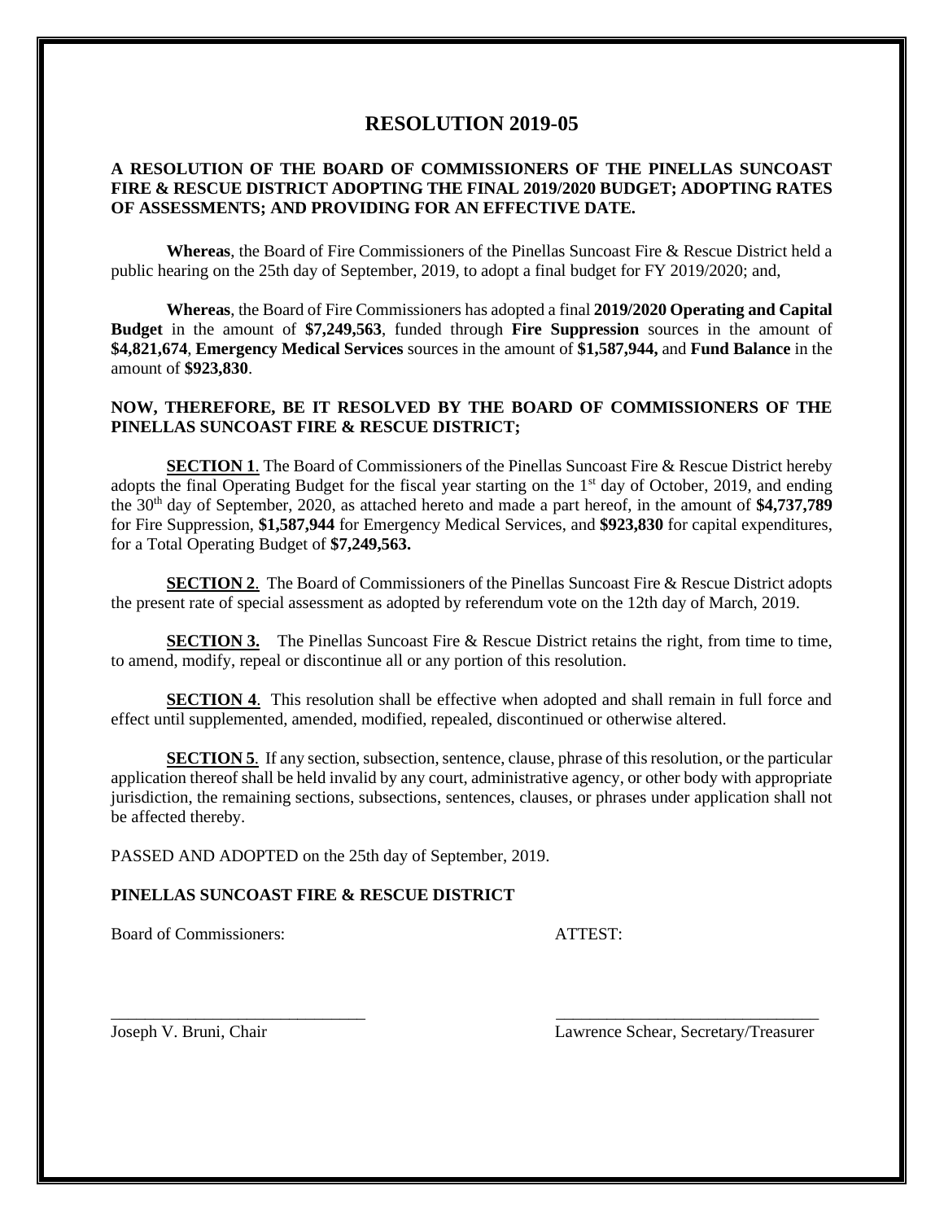# RESOLUTION 2019-05

**A RESOLUTION OF THE BOARD OF COMMISSIONERS OF THE PINELLAS SUNCOAST FIRE & RESCUE DISTRICT ADOPTING THE FINAL 2019/2020 BUDGET; ADOPTING RATES OF ASSESSMENTS; AND PROVIDING FOR AN EFFECTIVE DATE.**

**Whereas**, the Board of Fire Commissioners of the Pinellas Suncoast Fire & Rescue District held a public hearing on the 25th day of September, 2019, to adopt a final budget for FY 2019/2020; and,

**Whereas**, the Board of Fire Commissioners has adopted a final **2019/2020 Operating and Capital Budget** in the amount of **$7,249,563**, funded through **Fire Suppression** sources in the amount of **$4,821,674**, **Emergency Medical Services** sources in the amount of **$1,587,944,** and **Fund Balance** in the amount of **$923,830**.

**NOW, THEREFORE, BE IT RESOLVED BY THE BOARD OF COMMISSIONERS OF THE PINELLAS SUNCOAST FIRE & RESCUE DISTRICT;**

**SECTION 1**. The Board of Commissioners of the Pinellas Suncoast Fire & Rescue District hereby adopts the final Operating Budget for the fiscal year starting on the 1st day of October, 2019, and ending the 30th day of September, 2020, as attached hereto and made a part hereof, in the amount of **$4,737,789** for Fire Suppression, **$1,587,944** for Emergency Medical Services, and **$923,830** for capital expenditures, for a Total Operating Budget of **$7,249,563.**

**SECTION 2**. The Board of Commissioners of the Pinellas Suncoast Fire & Rescue District adopts the present rate of special assessment as adopted by referendum vote on the 12th day of March, 2019.

**SECTION 3.** The Pinellas Suncoast Fire & Rescue District retains the right, from time to time, to amend, modify, repeal or discontinue all or any portion of this resolution.

**SECTION 4**. This resolution shall be effective when adopted and shall remain in full force and effect until supplemented, amended, modified, repealed, discontinued or otherwise altered.

**SECTION 5**. If any section, subsection, sentence, clause, phrase of this resolution, or the particular application thereof shall be held invalid by any court, administrative agency, or other body with appropriate jurisdiction, the remaining sections, subsections, sentences, clauses, or phrases under application shall not be affected thereby.

PASSED AND ADOPTED on the 25th day of September, 2019.

**PINELLAS SUNCOAST FIRE & RESCUE DISTRICT**

Board of Commissioners: ATTEST:

\_\_\_\_\_\_\_\_\_\_\_\_\_\_\_\_\_\_\_\_\_\_\_\_\_\_\_\_\_\_\_ \_\_\_\_\_\_\_\_\_\_\_\_\_\_\_\_\_\_\_\_\_\_\_\_\_\_\_\_\_\_\_\_

Joseph V. Bruni, Chair Lawrence Schear, Secretary/Treasurer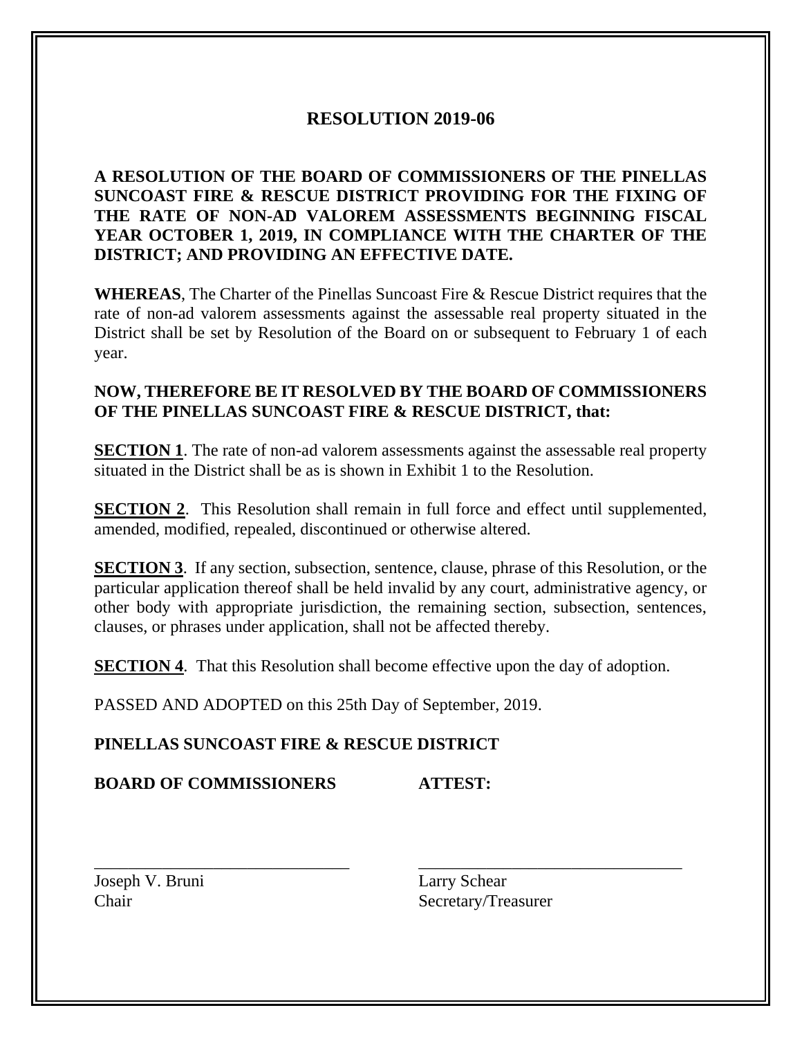# RESOLUTION 2019-06

**A RESOLUTION OF THE BOARD OF COMMISSIONERS OF THE PINELLAS SUNCOAST FIRE & RESCUE DISTRICT PROVIDING FOR THE FIXING OF THE RATE OF NON-AD VALOREM ASSESSMENTS BEGINNING FISCAL YEAR OCTOBER 1, 2019, IN COMPLIANCE WITH THE CHARTER OF THE DISTRICT; AND PROVIDING AN EFFECTIVE DATE.**

**WHEREAS**, The Charter of the Pinellas Suncoast Fire & Rescue District requires that the rate of non-ad valorem assessments against the assessable real property situated in the District shall be set by Resolution of the Board on or subsequent to February 1 of each year.

**NOW, THEREFORE BE IT RESOLVED BY THE BOARD OF COMMISSIONERS OF THE PINELLAS SUNCOAST FIRE & RESCUE DISTRICT, that:**

**SECTION 1**. The rate of non-ad valorem assessments against the assessable real property situated in the District shall be as is shown in Exhibit 1 to the Resolution.

**SECTION 2**. This Resolution shall remain in full force and effect until supplemented, amended, modified, repealed, discontinued or otherwise altered.

**SECTION 3**. If any section, subsection, sentence, clause, phrase of this Resolution, or the particular application thereof shall be held invalid by any court, administrative agency, or other body with appropriate jurisdiction, the remaining section, subsection, sentences, clauses, or phrases under application, shall not be affected thereby.

**SECTION 4**. That this Resolution shall become effective upon the day of adoption.

PASSED AND ADOPTED on this 25th Day of September, 2019.

**PINELLAS SUNCOAST FIRE & RESCUE DISTRICT**

**BOARD OF COMMISSIONERS** **ATTEST:**

\_\_\_\_\_\_\_\_\_\_\_\_\_\_\_\_\_\_\_\_\_\_\_\_\_\_\_\_\_\_
Joseph V. Bruni
Chair

\_\_\_\_\_\_\_\_\_\_\_\_\_\_\_\_\_\_\_\_\_\_\_\_\_\_\_\_\_\_
Larry Schear
Secretary/Treasurer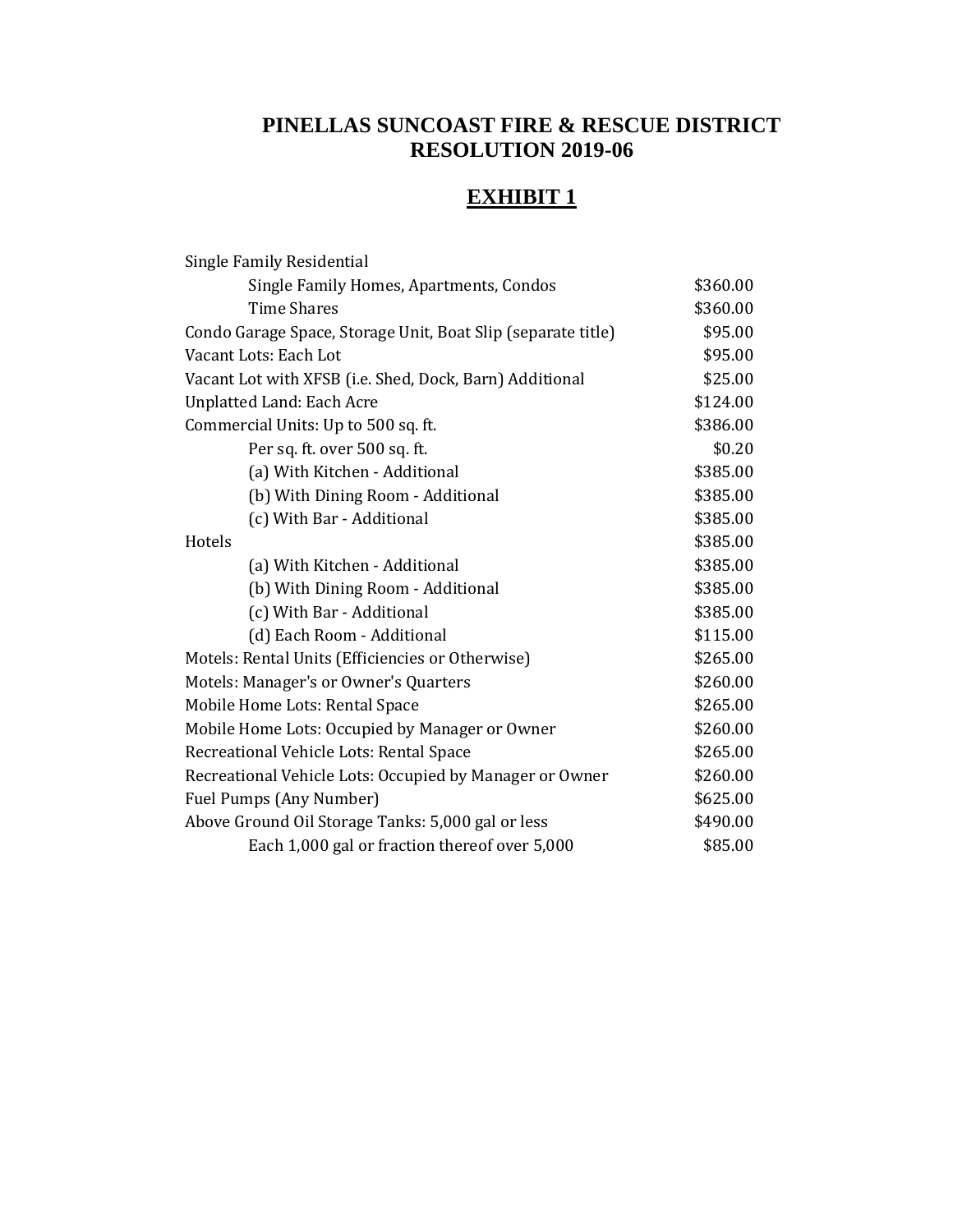# PINELLAS SUNCOAST FIRE & RESCUE DISTRICT
# RESOLUTION 2019-06

## EXHIBIT 1

| | |
|---|---|
| Single Family Residential | |
| Single Family Homes, Apartments, Condos | $360.00 |
| Time Shares | $360.00 |
| Condo Garage Space, Storage Unit, Boat Slip (separate title) | $95.00 |
| Vacant Lots: Each Lot | $95.00 |
| Vacant Lot with XFSB (i.e. Shed, Dock, Barn) Additional | $25.00 |
| Unplatted Land: Each Acre | $124.00 |
| Commercial Units: Up to 500 sq. ft. | $386.00 |
| Per sq. ft. over 500 sq. ft. | $0.20 |
| (a) With Kitchen - Additional | $385.00 |
| (b) With Dining Room - Additional | $385.00 |
| (c) With Bar - Additional | $385.00 |
| Hotels | $385.00 |
| (a) With Kitchen - Additional | $385.00 |
| (b) With Dining Room - Additional | $385.00 |
| (c) With Bar - Additional | $385.00 |
| (d) Each Room - Additional | $115.00 |
| Motels: Rental Units (Efficiencies or Otherwise) | $265.00 |
| Motels: Manager's or Owner's Quarters | $260.00 |
| Mobile Home Lots: Rental Space | $265.00 |
| Mobile Home Lots: Occupied by Manager or Owner | $260.00 |
| Recreational Vehicle Lots: Rental Space | $265.00 |
| Recreational Vehicle Lots: Occupied by Manager or Owner | $260.00 |
| Fuel Pumps (Any Number) | $625.00 |
| Above Ground Oil Storage Tanks: 5,000 gal or less | $490.00 |
| Each 1,000 gal or fraction thereof over 5,000 | $85.00 |